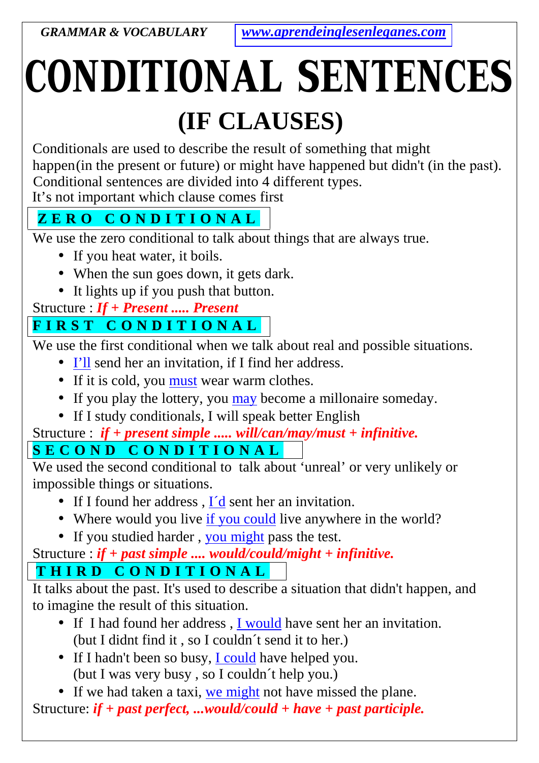**GRAMMAR & VOCABULARY** www.aprendeinglesenleganes.com

# CONDITIONAL SENTENCES

## (IF CLAUSES)

Conditionals are used to describe the result of something that might happen(in the present or future) or might have happened but didn't (in the past). Conditional sentences are divided into 4 different types.
It's not important which clause comes first

### ZERO CONDITIONAL

We use the zero conditional to talk about things that are always true.

- If you heat water, it boils.
- When the sun goes down, it gets dark.
- It lights up if you push that button.

Structure : ***If + Present ..... Present***

### FIRST CONDITIONAL

We use the first conditional when we talk about real and possible situations.

- I'll send her an invitation, if I find her address.
- If it is cold, you must wear warm clothes.
- If you play the lottery, you may become a millonaire someday.
- If I study conditionals, I will speak better English

Structure : ***if + present simple ..... will/can/may/must + infinitive.***

### SECOND CONDITIONAL

We used the second conditional to talk about 'unreal' or very unlikely or impossible things or situations.

- If I found her address , I´d sent her an invitation.
- Where would you live if you could live anywhere in the world?
- If you studied harder , you might pass the test.

Structure : ***if + past simple .... would/could/might + infinitive.***

### THIRD CONDITIONAL

It talks about the past. It's used to describe a situation that didn't happen, and to imagine the result of this situation.

- If I had found her address , I would have sent her an invitation.
  (but I didnt find it , so I couldn´t send it to her.)
- If I hadn't been so busy, I could have helped you.
  (but I was very busy , so I couldn´t help you.)
- If we had taken a taxi, we might not have missed the plane.

Structure: ***if + past perfect, ...would/could + have + past participle.***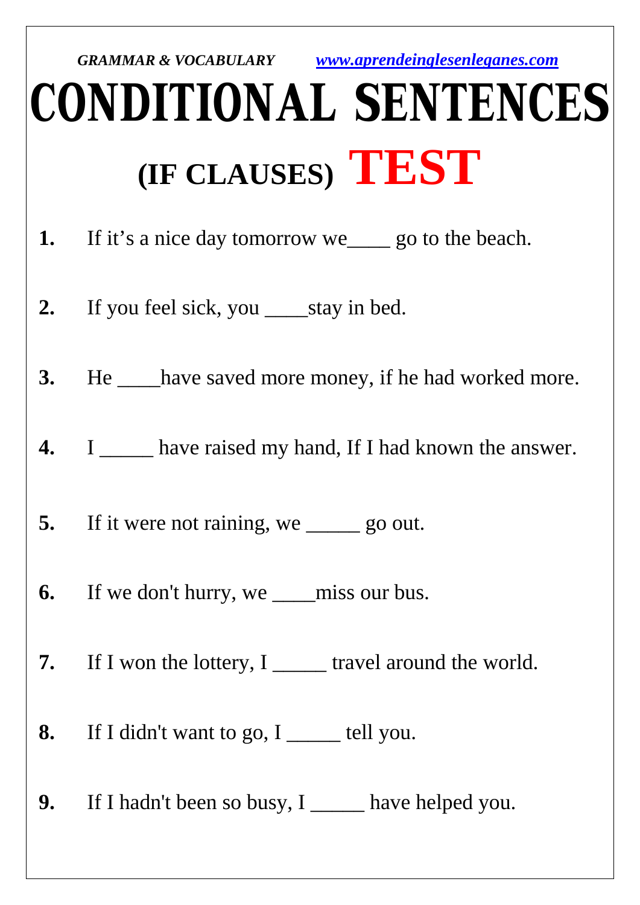*GRAMMAR & VOCABULARY* *www.aprendeinglesenleganes.com*

# CONDITIONAL SENTENCES

## (IF CLAUSES) TEST

1. If it's a nice day tomorrow we____ go to the beach.

2. If you feel sick, you ____stay in bed.

3. He ____have saved more money, if he had worked more.

4. I _____ have raised my hand, If I had known the answer.

5. If it were not raining, we _____ go out.

6. If we don't hurry, we ____miss our bus.

7. If I won the lottery, I _____ travel around the world.

8. If I didn't want to go, I _____ tell you.

9. If I hadn't been so busy, I _____ have helped you.